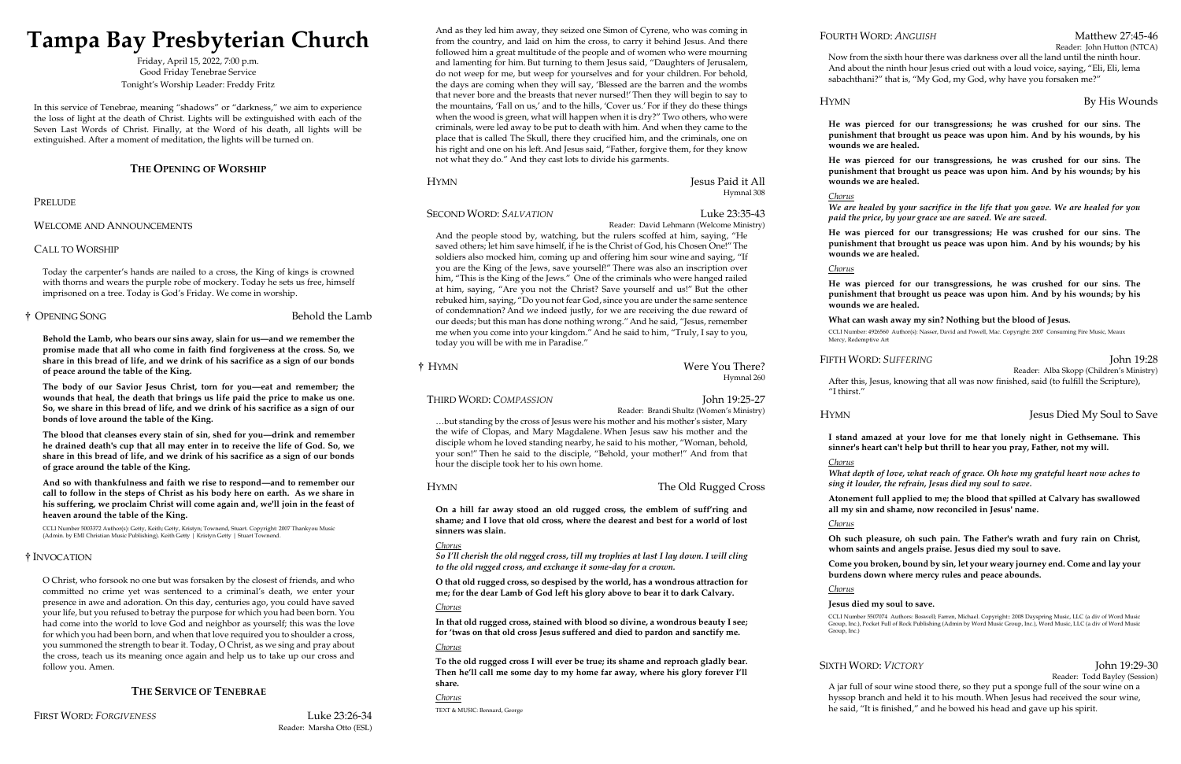# Tampa Bay Presbyterian Church

Friday, April 15, 2022, 7:00 p.m.
Good Friday Tenebrae Service
Tonight's Worship Leader: Freddy Fritz

In this service of Tenebrae, meaning "shadows" or "darkness," we aim to experience the loss of light at the death of Christ. Lights will be extinguished with each of the Seven Last Words of Christ. Finally, at the Word of his death, all lights will be extinguished. After a moment of meditation, the lights will be turned on.

## THE OPENING OF WORSHIP

PRELUDE

WELCOME AND ANNOUNCEMENTS

CALL TO WORSHIP

Today the carpenter's hands are nailed to a cross, the King of kings is crowned with thorns and wears the purple robe of mockery. Today he sets us free, himself imprisoned on a tree. Today is God's Friday. We come in worship.

† OPENING SONG — Behold the Lamb

**Behold the Lamb, who bears our sins away, slain for us—and we remember the promise made that all who come in faith find forgiveness at the cross. So, we share in this bread of life, and we drink of his sacrifice as a sign of our bonds of peace around the table of the King.**

**The body of our Savior Jesus Christ, torn for you—eat and remember; the wounds that heal, the death that brings us life paid the price to make us one. So, we share in this bread of life, and we drink of his sacrifice as a sign of our bonds of love around the table of the King.**

**The blood that cleanses every stain of sin, shed for you—drink and remember he drained death's cup that all may enter in to receive the life of God. So, we share in this bread of life, and we drink of his sacrifice as a sign of our bonds of grace around the table of the King.**

**And so with thankfulness and faith we rise to respond—and to remember our call to follow in the steps of Christ as his body here on earth. As we share in his suffering, we proclaim Christ will come again and, we'll join in the feast of heaven around the table of the King.**

CCLI Number 5003372 Author(s): Getty, Keith; Getty, Kristyn; Townend, Stuart. Copyright: 2007 Thankyou Music (Admin. by EMI Christian Music Publishing). Keith Getty | Kristyn Getty | Stuart Townend.

† INVOCATION

O Christ, who forsook no one but was forsaken by the closest of friends, and who committed no crime yet was sentenced to a criminal's death, we enter your presence in awe and adoration. On this day, centuries ago, you could have saved your life, but you refused to betray the purpose for which you had been born. You had come into the world to love God and neighbor as yourself; this was the love for which you had been born, and when that love required you to shoulder a cross, you summoned the strength to bear it. Today, O Christ, as we sing and pray about the cross, teach us its meaning once again and help us to take up our cross and follow you. Amen.

## THE SERVICE OF TENEBRAE

FIRST WORD: *FORGIVENESS* — Luke 23:26-34
Reader: Marsha Otto (ESL)

And as they led him away, they seized one Simon of Cyrene, who was coming in from the country, and laid on him the cross, to carry it behind Jesus. And there followed him a great multitude of the people and of women who were mourning and lamenting for him. But turning to them Jesus said, "Daughters of Jerusalem, do not weep for me, but weep for yourselves and for your children. For behold, the days are coming when they will say, 'Blessed are the barren and the wombs that never bore and the breasts that never nursed!' Then they will begin to say to the mountains, 'Fall on us,' and to the hills, 'Cover us.' For if they do these things when the wood is green, what will happen when it is dry?" Two others, who were criminals, were led away to be put to death with him. And when they came to the place that is called The Skull, there they crucified him, and the criminals, one on his right and one on his left. And Jesus said, "Father, forgive them, for they know not what they do." And they cast lots to divide his garments.

HYMN — Jesus Paid it All
Hymnal 308

SECOND WORD: *SALVATION* — Luke 23:35-43
Reader: David Lehmann (Welcome Ministry)

And the people stood by, watching, but the rulers scoffed at him, saying, "He saved others; let him save himself, if he is the Christ of God, his Chosen One!" The soldiers also mocked him, coming up and offering him sour wine and saying, "If you are the King of the Jews, save yourself!" There was also an inscription over him, "This is the King of the Jews." One of the criminals who were hanged railed at him, saying, "Are you not the Christ? Save yourself and us!" But the other rebuked him, saying, "Do you not fear God, since you are under the same sentence of condemnation? And we indeed justly, for we are receiving the due reward of our deeds; but this man has done nothing wrong." And he said, "Jesus, remember me when you come into your kingdom." And he said to him, "Truly, I say to you, today you will be with me in Paradise."

† HYMN — Were You There?
Hymnal 260

THIRD WORD: *COMPASSION* — John 19:25-27
Reader: Brandi Shultz (Women's Ministry)

…but standing by the cross of Jesus were his mother and his mother's sister, Mary the wife of Clopas, and Mary Magdalene. When Jesus saw his mother and the disciple whom he loved standing nearby, he said to his mother, "Woman, behold, your son!" Then he said to the disciple, "Behold, your mother!" And from that hour the disciple took her to his own home.

HYMN — The Old Rugged Cross

**On a hill far away stood an old rugged cross, the emblem of suff'ring and shame; and I love that old cross, where the dearest and best for a world of lost sinners was slain.**

Chorus
*So I'll cherish the old rugged cross, till my trophies at last I lay down. I will cling to the old rugged cross, and exchange it some-day for a crown.*

**O that old rugged cross, so despised by the world, has a wondrous attraction for me; for the dear Lamb of God left his glory above to bear it to dark Calvary.**

Chorus

**In that old rugged cross, stained with blood so divine, a wondrous beauty I see; for 'twas on that old cross Jesus suffered and died to pardon and sanctify me.**

Chorus

**To the old rugged cross I will ever be true; its shame and reproach gladly bear. Then he'll call me some day to my home far away, where his glory forever I'll share.**

Chorus

TEXT & MUSIC: Bennard, George

FOURTH WORD: *ANGUISH* — Matthew 27:45-46
Reader: John Hutton (NTCA)

Now from the sixth hour there was darkness over all the land until the ninth hour. And about the ninth hour Jesus cried out with a loud voice, saying, "Eli, Eli, lema sabachthani?" that is, "My God, my God, why have you forsaken me?"

HYMN — By His Wounds

**He was pierced for our transgressions; he was crushed for our sins. The punishment that brought us peace was upon him. And by his wounds, by his wounds we are healed.**

**He was pierced for our transgressions, he was crushed for our sins. The punishment that brought us peace was upon him. And by his wounds; by his wounds we are healed.**

Chorus
*We are healed by your sacrifice in the life that you gave. We are healed for you paid the price, by your grace we are saved. We are saved.*

**He was pierced for our transgressions; He was crushed for our sins. The punishment that brought us peace was upon him. And by his wounds; by his wounds we are healed.**

Chorus

**He was pierced for our transgressions, he was crushed for our sins. The punishment that brought us peace was upon him. And by his wounds; by his wounds we are healed.**

**What can wash away my sin? Nothing but the blood of Jesus.**

CCLI Number: 4926560 Author(s): Nasser, David and Powell, Mac. Copyright: 2007 Consuming Fire Music, Meaux Mercy, Redemptive Art

FIFTH WORD: *SUFFERING* — John 19:28
Reader: Alba Skopp (Children's Ministry)

After this, Jesus, knowing that all was now finished, said (to fulfill the Scripture), "I thirst."

HYMN — Jesus Died My Soul to Save

**I stand amazed at your love for me that lonely night in Gethsemane. This sinner's heart can't help but thrill to hear you pray, Father, not my will.**

Chorus
*What depth of love, what reach of grace. Oh how my grateful heart now aches to sing it louder, the refrain, Jesus died my soul to save.*

**Atonement full applied to me; the blood that spilled at Calvary has swallowed all my sin and shame, now reconciled in Jesus' name.**

Chorus

**Oh such pleasure, oh such pain. The Father's wrath and fury rain on Christ, whom saints and angels praise. Jesus died my soul to save.**

**Come you broken, bound by sin, let your weary journey end. Come and lay your burdens down where mercy rules and peace abounds.**

Chorus

**Jesus died my soul to save.**

CCLI Number 5507074 Authors: Boswell; Farren, Michael. Copyright:: 2008 Dayspring Music, LLC (a div of Word Music Group, Inc.), Pocket Full of Rock Publishing (Admin by Word Music Group, Inc.), Word Music, LLC (a div of Word Music Group, Inc.)

SIXTH WORD: *VICTORY* — John 19:29-30
Reader: Todd Bayley (Session)

A jar full of sour wine stood there, so they put a sponge full of the sour wine on a hyssop branch and held it to his mouth. When Jesus had received the sour wine, he said, "It is finished," and he bowed his head and gave up his spirit.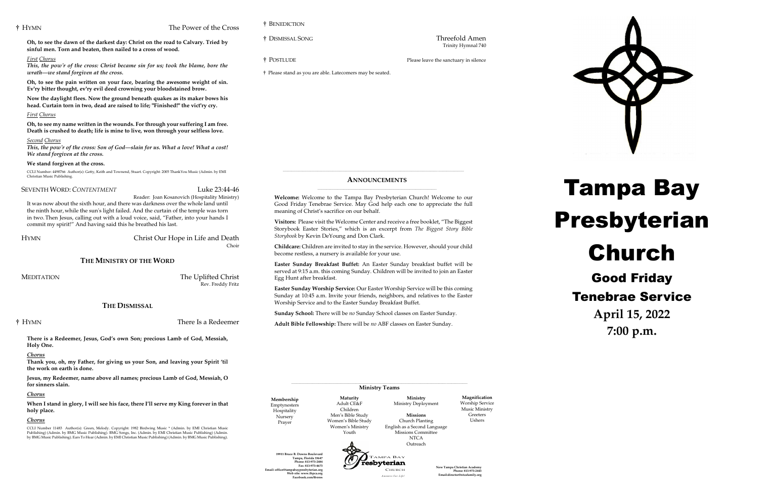† HYMN — The Power of the Cross

**Oh, to see the dawn of the darkest day: Christ on the road to Calvary. Tried by sinful men. Torn and beaten, then nailed to a cross of wood.**

*First Chorus*

***This, the pow'r of the cross: Christ became sin for us; took the blame, bore the wrath—we stand forgiven at the cross.***

**Oh, to see the pain written on your face, bearing the awesome weight of sin. Ev'ry bitter thought, ev'ry evil deed crowning your bloodstained brow.**

**Now the daylight flees. Now the ground beneath quakes as its maker bows his head. Curtain torn in two, dead are raised to life; "Finished!" the vict'ry cry.**

*First Chorus*

**Oh, to see my name written in the wounds. For through your suffering I am free. Death is crushed to death; life is mine to live, won through your selfless love.**

*Second Chorus*

***This, the pow'r of the cross: Son of God—slain for us. What a love! What a cost! We stand forgiven at the cross.***

**We stand forgiven at the cross.**

CCLI Number: 4490766 Author(s): Getty, Keith and Townend, Stuart. Copyright: 2005 ThankYou Music (Admin. by EMI Christian Music Publishing.

SEVENTH WORD: *CONTENTMENT* — Luke 23:44-46

Reader: Joan Kosanovich (Hospitality Ministry)

It was now about the sixth hour, and there was darkness over the whole land until the ninth hour, while the sun's light failed. And the curtain of the temple was torn in two. Then Jesus, calling out with a loud voice, said, "Father, into your hands I commit my spirit!" And having said this he breathed his last.

HYMN — Christ Our Hope in Life and Death
Choir

## THE MINISTRY OF THE WORD

MEDITATION — The Uplifted Christ
Rev. Freddy Fritz

## THE DISMISSAL

† HYMN — There Is a Redeemer

**There is a Redeemer, Jesus, God's own Son; precious Lamb of God, Messiah, Holy One.**

*Chorus*

**Thank you, oh, my Father, for giving us your Son, and leaving your Spirit 'til the work on earth is done.**

**Jesus, my Redeemer, name above all names; precious Lamb of God, Messiah, O for sinners slain.**

*Chorus*

**When I stand in glory, I will see his face, there I'll serve my King forever in that holy place.**

*Chorus*

CCLI Number 11483 Author(s): Green, Melody. Copyright: 1982 Birdwing Music * (Admin. by EMI Christian Music Publishing) (Admin. by BMG Music Publishing). BMG Songs, Inc. (Admin. by EMI Christian Music Publishing) (Admin. by BMG Music Publishing). Ears To Hear (Admin. by EMI Christian Music Publishing) (Admin. by BMG Music Publishing).

† BENEDICTION

† DISMISSAL SONG — Threefold Amen
Trinity Hymnal 740

† POSTLUDE — Please leave the sanctuary in silence

† Please stand as you are able. Latecomers may be seated.

## ANNOUNCEMENTS

**Welcome:** Welcome to the Tampa Bay Presbyterian Church! Welcome to our Good Friday Tenebrae Service. May God help each one to appreciate the full meaning of Christ's sacrifice on our behalf.

**Visitors:** Please visit the Welcome Center and receive a free booklet, "The Biggest Storybook Easter Stories," which is an excerpt from *The Biggest Story Bible Storybook* by Kevin DeYoung and Don Clark.

**Childcare:** Children are invited to stay in the service. However, should your child become restless, a nursery is available for your use.

**Easter Sunday Breakfast Buffet:** An Easter Sunday breakfast buffet will be served at 9:15 a.m. this coming Sunday. Children will be invited to join an Easter Egg Hunt after breakfast.

**Easter Sunday Worship Service:** Our Easter Worship Service will be this coming Sunday at 10:45 a.m. Invite your friends, neighbors, and relatives to the Easter Worship Service and to the Easter Sunday Breakfast Buffet.

**Sunday School:** There will be *no* Sunday School classes on Easter Sunday.

**Adult Bible Fellowship:** There will be *no* ABF classes on Easter Sunday.

**Ministry Teams**

| Membership | Maturity | Ministry | Magnification |
|---|---|---|---|
| Emptynesters | Adult CE&F | Ministry Deployment | Worship Service |
| Hospitality | Children | | Music Ministry |
| Nursery | Men's Bible Study | **Missions** | Greeters |
| Prayer | Women's Bible Study | Church Planting | Ushers |
| | Women's Ministry | English as a Second Language | |
| | Youth | Missions Committee | |
| | | NTCA | |
| | | Outreach | |

19911 Bruce B. Downs Boulevard
Tampa, Florida 33647
Phone: 813-973-2484
Fax: 813-973-4673
Email: office@tampabaypresbyterian.org
Web site: www.tbpca.org
Facebook.com/tbpres

Tampa Bay Presbyterian Church
*Answers For Life!*

New Tampa Christian Academy
Phone: 813-973-2443
Email:director@ntcafamily.org

# Tampa Bay Presbyterian Church

## Good Friday Tenebrae Service

**April 15, 2022**

**7:00 p.m.**